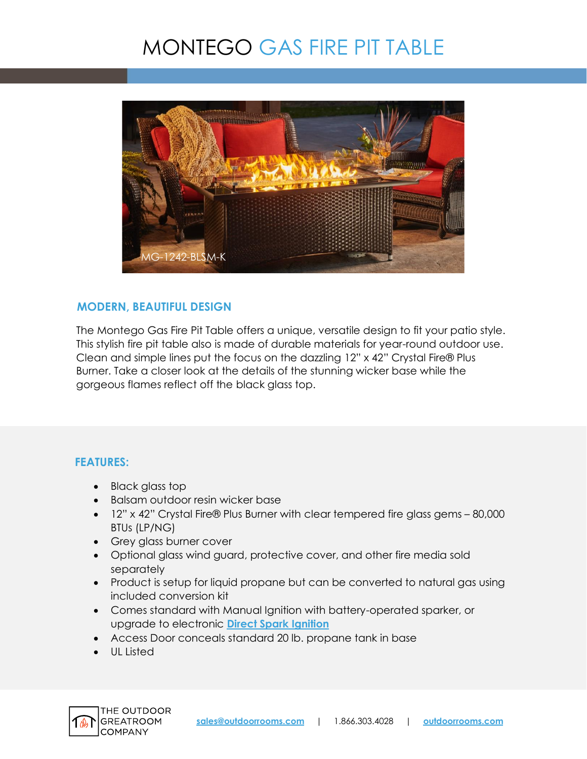# MONTEGO GAS FIRE PIT TABLE

MG-1242-BLSM-K

## MODERN, BEAUTIFUL DESIGN

The Montego Gas Fire Pit Table offers a unique, versatile design to fit your patio style. This stylish fire pit table also is made of durable materials for year-round outdoor use. Clean and simple lines put the focus on the dazzling 12" x 42" Crystal Fire® Plus Burner. Take a closer look at the details of the stunning wicker base while the gorgeous flames reflect off the black glass top.

## FEATURES:

- Black glass top
- Balsam outdoor resin wicker base
- 12" x 42" Crystal Fire® Plus Burner with clear tempered fire glass gems – 80,000 BTUs (LP/NG)
- Grey glass burner cover
- Optional glass wind guard, protective cover, and other fire media sold separately
- Product is setup for liquid propane but can be converted to natural gas using included conversion kit
- Comes standard with Manual Ignition with battery-operated sparker, or upgrade to electronic **Direct Spark Ignition**
- Access Door conceals standard 20 lb. propane tank in base
- UL Listed

THE OUTDOOR GREATROOM COMPANY

sales@outdoorrooms.com | 1.866.303.4028 | outdoorrooms.com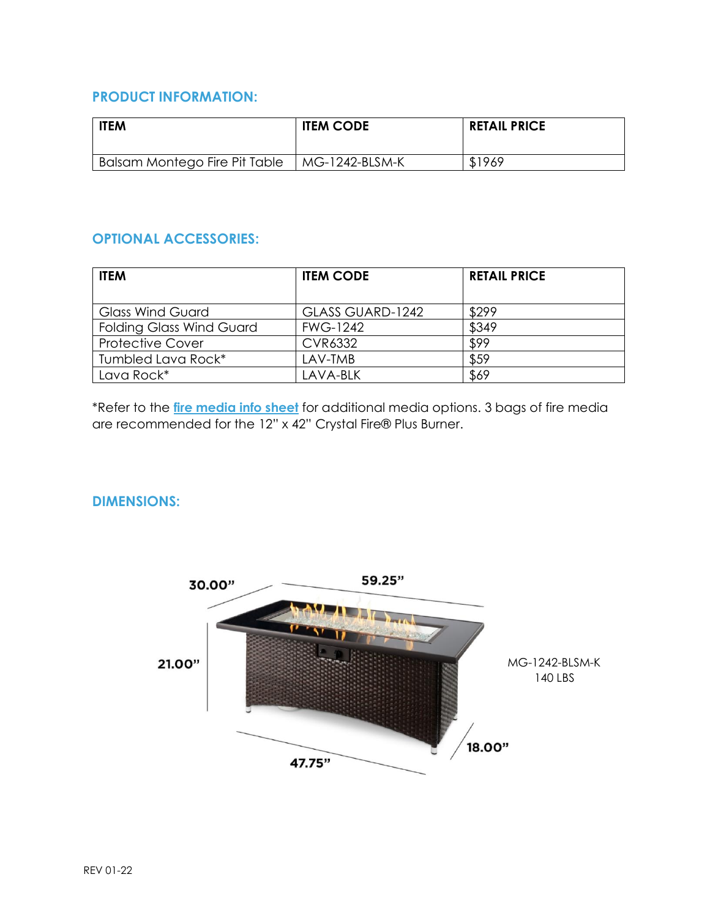## PRODUCT INFORMATION:

| ITEM | ITEM CODE | RETAIL PRICE |
|---|---|---|
| Balsam Montego Fire Pit Table | MG-1242-BLSM-K | $1969 |

## OPTIONAL ACCESSORIES:

| ITEM | ITEM CODE | RETAIL PRICE |
|---|---|---|
| Glass Wind Guard | GLASS GUARD-1242 | $299 |
| Folding Glass Wind Guard | FWG-1242 | $349 |
| Protective Cover | CVR6332 | $99 |
| Tumbled Lava Rock* | LAV-TMB | $59 |
| Lava Rock* | LAVA-BLK | $69 |

*Refer to the **fire media info sheet** for additional media options. 3 bags of fire media are recommended for the 12" x 42" Crystal Fire® Plus Burner.

## DIMENSIONS:

30.00"

59.25"

21.00"

MG-1242-BLSM-K
140 LBS

18.00"

47.75"

REV 01-22